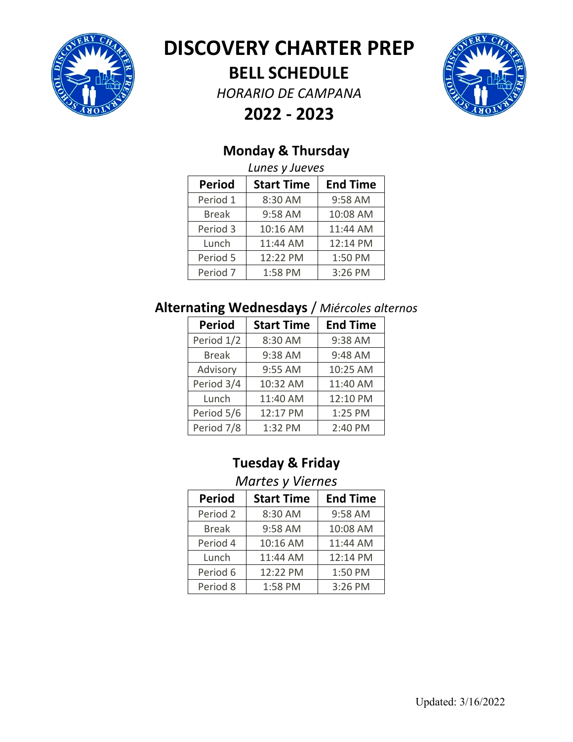# DISCOVERY CHARTER PREP

## BELL SCHEDULE

*HORARIO DE CAMPANA*

## 2022 - 2023

### Monday & Thursday

*Lunes y Jueves*

| Period | Start Time | End Time |
|---|---|---|
| Period 1 | 8:30 AM | 9:58 AM |
| Break | 9:58 AM | 10:08 AM |
| Period 3 | 10:16 AM | 11:44 AM |
| Lunch | 11:44 AM | 12:14 PM |
| Period 5 | 12:22 PM | 1:50 PM |
| Period 7 | 1:58 PM | 3:26 PM |

### Alternating Wednesdays / *Miércoles alternos*

| Period | Start Time | End Time |
|---|---|---|
| Period 1/2 | 8:30 AM | 9:38 AM |
| Break | 9:38 AM | 9:48 AM |
| Advisory | 9:55 AM | 10:25 AM |
| Period 3/4 | 10:32 AM | 11:40 AM |
| Lunch | 11:40 AM | 12:10 PM |
| Period 5/6 | 12:17 PM | 1:25 PM |
| Period 7/8 | 1:32 PM | 2:40 PM |

### Tuesday & Friday

*Martes y Viernes*

| Period | Start Time | End Time |
|---|---|---|
| Period 2 | 8:30 AM | 9:58 AM |
| Break | 9:58 AM | 10:08 AM |
| Period 4 | 10:16 AM | 11:44 AM |
| Lunch | 11:44 AM | 12:14 PM |
| Period 6 | 12:22 PM | 1:50 PM |
| Period 8 | 1:58 PM | 3:26 PM |

Updated: 3/16/2022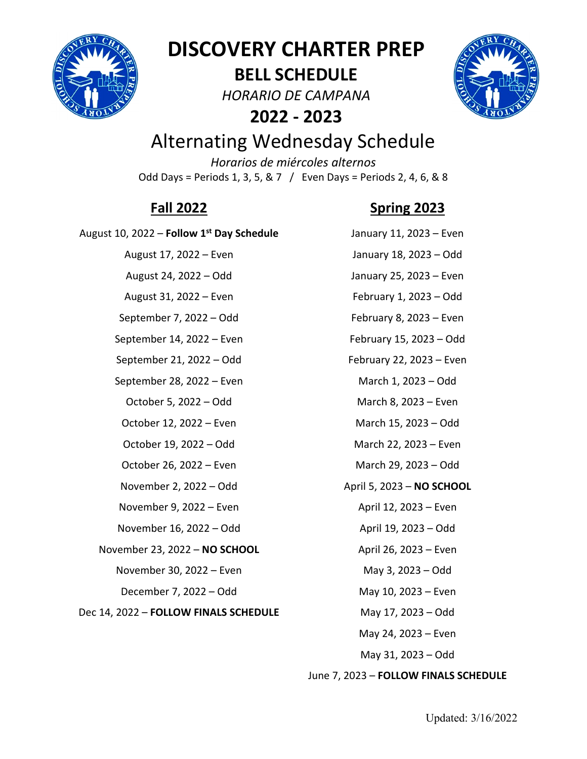# DISCOVERY CHARTER PREP

## BELL SCHEDULE

*HORARIO DE CAMPANA*

## 2022 - 2023

## Alternating Wednesday Schedule

*Horarios de miércoles alternos*

Odd Days = Periods 1, 3, 5, & 7 / Even Days = Periods 2, 4, 6, & 8

### Fall 2022

August 10, 2022 – **Follow 1st Day Schedule**

August 17, 2022 – Even

August 24, 2022 – Odd

August 31, 2022 – Even

September 7, 2022 – Odd

September 14, 2022 – Even

September 21, 2022 – Odd

September 28, 2022 – Even

October 5, 2022 – Odd

October 12, 2022 – Even

October 19, 2022 – Odd

October 26, 2022 – Even

November 2, 2022 – Odd

November 9, 2022 – Even

November 16, 2022 – Odd

November 23, 2022 – **NO SCHOOL**

November 30, 2022 – Even

December 7, 2022 – Odd

Dec 14, 2022 – **FOLLOW FINALS SCHEDULE**

### Spring 2023

January 11, 2023 – Even

January 18, 2023 – Odd

January 25, 2023 – Even

February 1, 2023 – Odd

February 8, 2023 – Even

February 15, 2023 – Odd

February 22, 2023 – Even

March 1, 2023 – Odd

March 8, 2023 – Even

March 15, 2023 – Odd

March 22, 2023 – Even

March 29, 2023 – Odd

April 5, 2023 – **NO SCHOOL**

April 12, 2023 – Even

April 19, 2023 – Odd

April 26, 2023 – Even

May 3, 2023 – Odd

May 10, 2023 – Even

May 17, 2023 – Odd

May 24, 2023 – Even

May 31, 2023 – Odd

June 7, 2023 – **FOLLOW FINALS SCHEDULE**

Updated: 3/16/2022